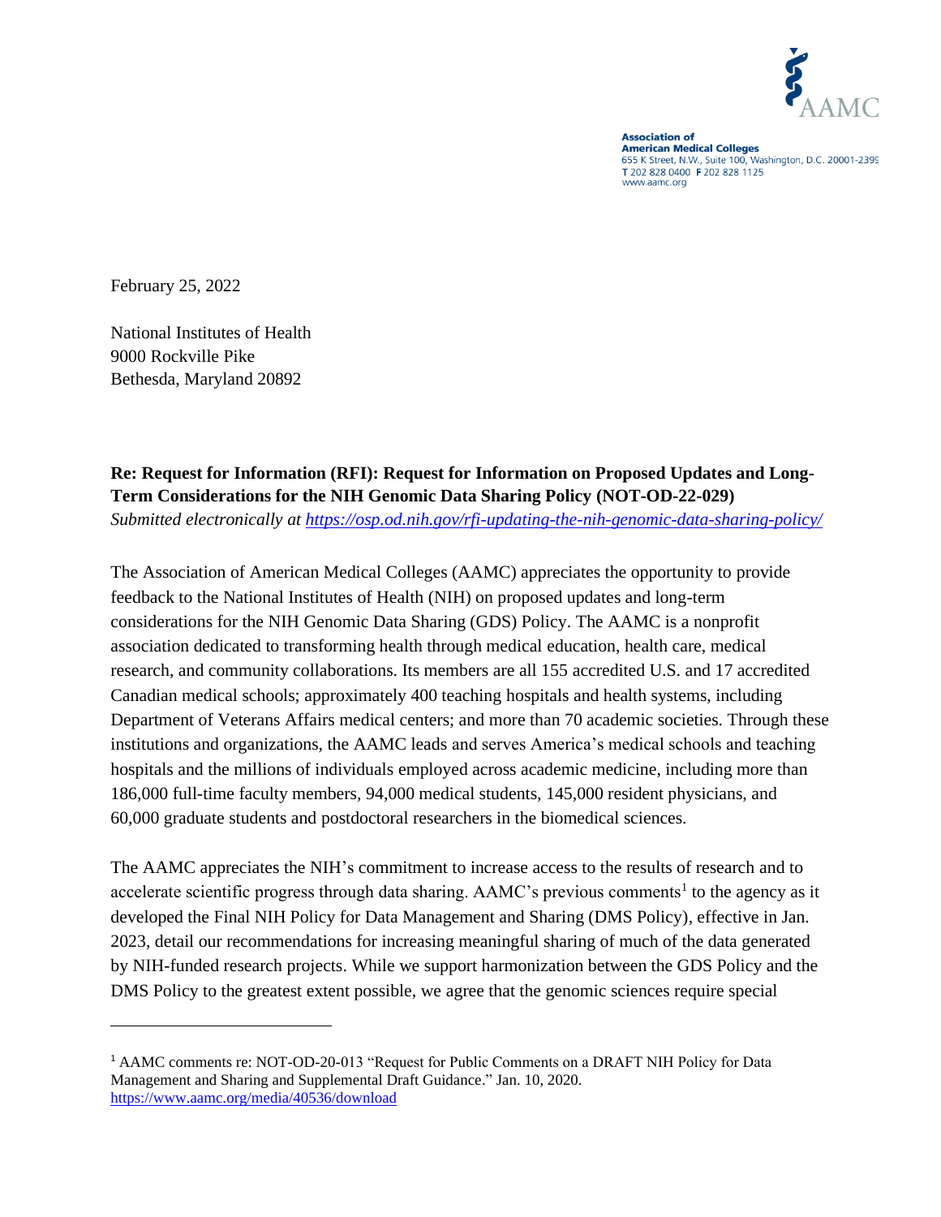Association of
American Medical Colleges
655 K Street, N.W., Suite 100, Washington, D.C. 20001-2399
T 202 828 0400 F 202 828 1125
www.aamc.org

February 25, 2022

National Institutes of Health
9000 Rockville Pike
Bethesda, Maryland 20892

**Re: Request for Information (RFI): Request for Information on Proposed Updates and Long-Term Considerations for the NIH Genomic Data Sharing Policy (NOT-OD-22-029)**
*Submitted electronically at https://osp.od.nih.gov/rfi-updating-the-nih-genomic-data-sharing-policy/*

The Association of American Medical Colleges (AAMC) appreciates the opportunity to provide feedback to the National Institutes of Health (NIH) on proposed updates and long-term considerations for the NIH Genomic Data Sharing (GDS) Policy. The AAMC is a nonprofit association dedicated to transforming health through medical education, health care, medical research, and community collaborations. Its members are all 155 accredited U.S. and 17 accredited Canadian medical schools; approximately 400 teaching hospitals and health systems, including Department of Veterans Affairs medical centers; and more than 70 academic societies. Through these institutions and organizations, the AAMC leads and serves America's medical schools and teaching hospitals and the millions of individuals employed across academic medicine, including more than 186,000 full-time faculty members, 94,000 medical students, 145,000 resident physicians, and 60,000 graduate students and postdoctoral researchers in the biomedical sciences.

The AAMC appreciates the NIH's commitment to increase access to the results of research and to accelerate scientific progress through data sharing. AAMC's previous comments[1] to the agency as it developed the Final NIH Policy for Data Management and Sharing (DMS Policy), effective in Jan. 2023, detail our recommendations for increasing meaningful sharing of much of the data generated by NIH-funded research projects. While we support harmonization between the GDS Policy and the DMS Policy to the greatest extent possible, we agree that the genomic sciences require special

[1] AAMC comments re: NOT-OD-20-013 "Request for Public Comments on a DRAFT NIH Policy for Data Management and Sharing and Supplemental Draft Guidance." Jan. 10, 2020. https://www.aamc.org/media/40536/download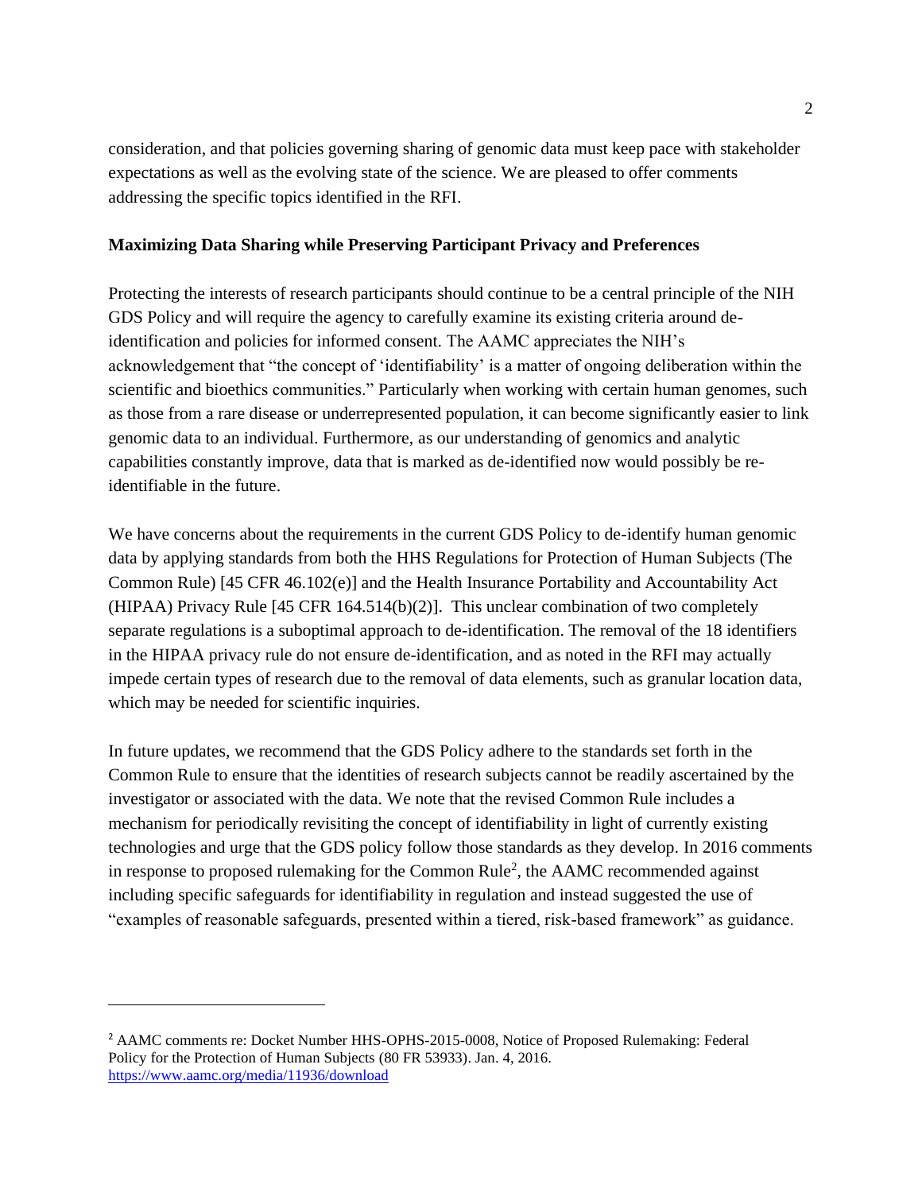consideration, and that policies governing sharing of genomic data must keep pace with stakeholder expectations as well as the evolving state of the science. We are pleased to offer comments addressing the specific topics identified in the RFI.

**Maximizing Data Sharing while Preserving Participant Privacy and Preferences**

Protecting the interests of research participants should continue to be a central principle of the NIH GDS Policy and will require the agency to carefully examine its existing criteria around de-identification and policies for informed consent. The AAMC appreciates the NIH's acknowledgement that "the concept of 'identifiability' is a matter of ongoing deliberation within the scientific and bioethics communities." Particularly when working with certain human genomes, such as those from a rare disease or underrepresented population, it can become significantly easier to link genomic data to an individual. Furthermore, as our understanding of genomics and analytic capabilities constantly improve, data that is marked as de-identified now would possibly be re-identifiable in the future.

We have concerns about the requirements in the current GDS Policy to de-identify human genomic data by applying standards from both the HHS Regulations for Protection of Human Subjects (The Common Rule) [45 CFR 46.102(e)] and the Health Insurance Portability and Accountability Act (HIPAA) Privacy Rule [45 CFR 164.514(b)(2)]. This unclear combination of two completely separate regulations is a suboptimal approach to de-identification. The removal of the 18 identifiers in the HIPAA privacy rule do not ensure de-identification, and as noted in the RFI may actually impede certain types of research due to the removal of data elements, such as granular location data, which may be needed for scientific inquiries.

In future updates, we recommend that the GDS Policy adhere to the standards set forth in the Common Rule to ensure that the identities of research subjects cannot be readily ascertained by the investigator or associated with the data. We note that the revised Common Rule includes a mechanism for periodically revisiting the concept of identifiability in light of currently existing technologies and urge that the GDS policy follow those standards as they develop. In 2016 comments in response to proposed rulemaking for the Common Rule[2], the AAMC recommended against including specific safeguards for identifiability in regulation and instead suggested the use of "examples of reasonable safeguards, presented within a tiered, risk-based framework" as guidance.

---

[2] AAMC comments re: Docket Number HHS-OPHS-2015-0008, Notice of Proposed Rulemaking: Federal Policy for the Protection of Human Subjects (80 FR 53933). Jan. 4, 2016. https://www.aamc.org/media/11936/download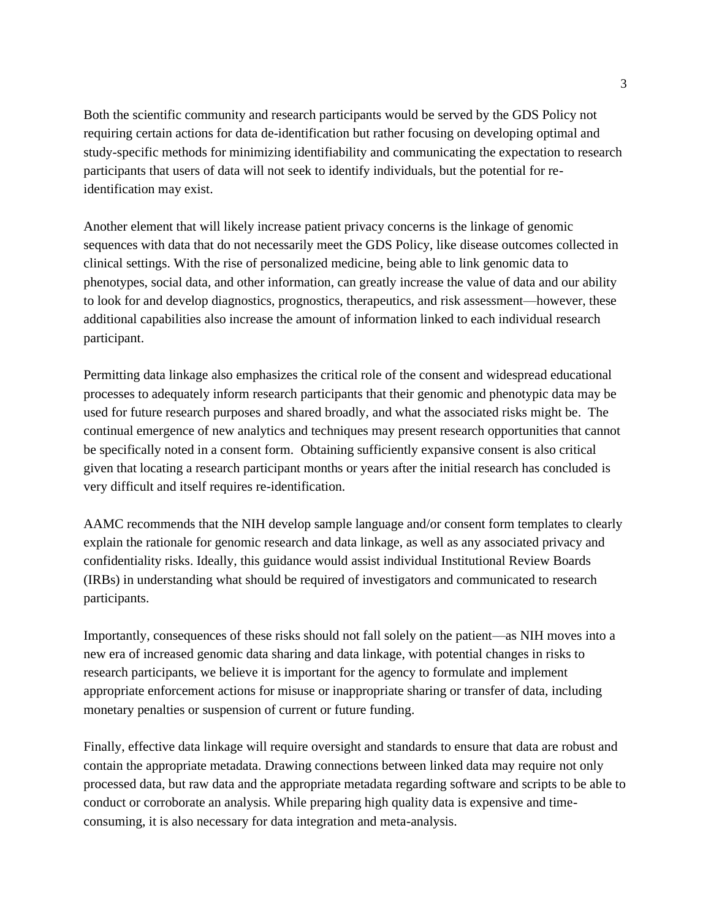Both the scientific community and research participants would be served by the GDS Policy not requiring certain actions for data de-identification but rather focusing on developing optimal and study-specific methods for minimizing identifiability and communicating the expectation to research participants that users of data will not seek to identify individuals, but the potential for re-identification may exist.

Another element that will likely increase patient privacy concerns is the linkage of genomic sequences with data that do not necessarily meet the GDS Policy, like disease outcomes collected in clinical settings. With the rise of personalized medicine, being able to link genomic data to phenotypes, social data, and other information, can greatly increase the value of data and our ability to look for and develop diagnostics, prognostics, therapeutics, and risk assessment—however, these additional capabilities also increase the amount of information linked to each individual research participant.

Permitting data linkage also emphasizes the critical role of the consent and widespread educational processes to adequately inform research participants that their genomic and phenotypic data may be used for future research purposes and shared broadly, and what the associated risks might be. The continual emergence of new analytics and techniques may present research opportunities that cannot be specifically noted in a consent form. Obtaining sufficiently expansive consent is also critical given that locating a research participant months or years after the initial research has concluded is very difficult and itself requires re-identification.

AAMC recommends that the NIH develop sample language and/or consent form templates to clearly explain the rationale for genomic research and data linkage, as well as any associated privacy and confidentiality risks. Ideally, this guidance would assist individual Institutional Review Boards (IRBs) in understanding what should be required of investigators and communicated to research participants.

Importantly, consequences of these risks should not fall solely on the patient—as NIH moves into a new era of increased genomic data sharing and data linkage, with potential changes in risks to research participants, we believe it is important for the agency to formulate and implement appropriate enforcement actions for misuse or inappropriate sharing or transfer of data, including monetary penalties or suspension of current or future funding.

Finally, effective data linkage will require oversight and standards to ensure that data are robust and contain the appropriate metadata. Drawing connections between linked data may require not only processed data, but raw data and the appropriate metadata regarding software and scripts to be able to conduct or corroborate an analysis. While preparing high quality data is expensive and time-consuming, it is also necessary for data integration and meta-analysis.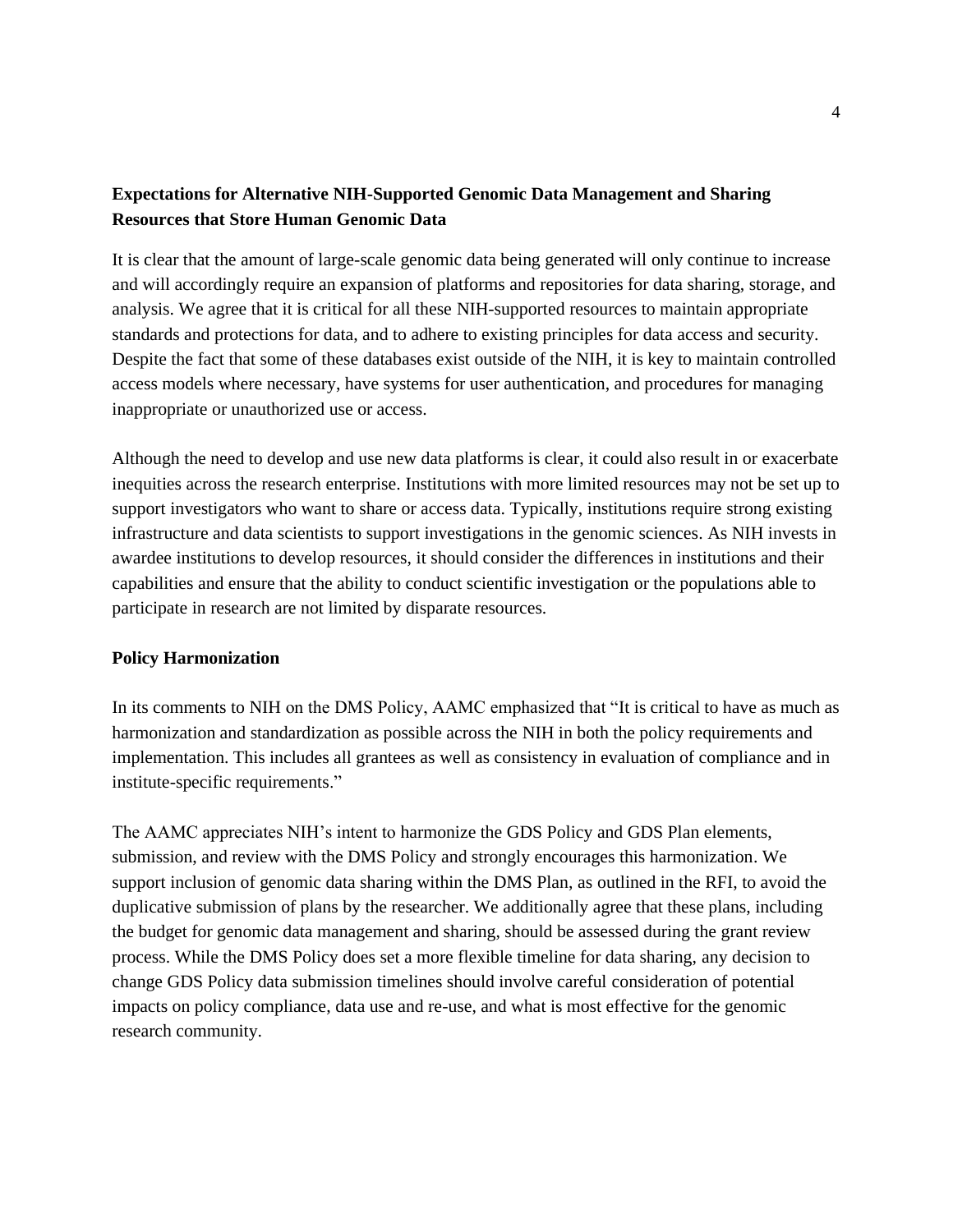**Expectations for Alternative NIH-Supported Genomic Data Management and Sharing Resources that Store Human Genomic Data**

It is clear that the amount of large-scale genomic data being generated will only continue to increase and will accordingly require an expansion of platforms and repositories for data sharing, storage, and analysis. We agree that it is critical for all these NIH-supported resources to maintain appropriate standards and protections for data, and to adhere to existing principles for data access and security. Despite the fact that some of these databases exist outside of the NIH, it is key to maintain controlled access models where necessary, have systems for user authentication, and procedures for managing inappropriate or unauthorized use or access.

Although the need to develop and use new data platforms is clear, it could also result in or exacerbate inequities across the research enterprise. Institutions with more limited resources may not be set up to support investigators who want to share or access data. Typically, institutions require strong existing infrastructure and data scientists to support investigations in the genomic sciences. As NIH invests in awardee institutions to develop resources, it should consider the differences in institutions and their capabilities and ensure that the ability to conduct scientific investigation or the populations able to participate in research are not limited by disparate resources.

**Policy Harmonization**

In its comments to NIH on the DMS Policy, AAMC emphasized that "It is critical to have as much as harmonization and standardization as possible across the NIH in both the policy requirements and implementation. This includes all grantees as well as consistency in evaluation of compliance and in institute-specific requirements."

The AAMC appreciates NIH's intent to harmonize the GDS Policy and GDS Plan elements, submission, and review with the DMS Policy and strongly encourages this harmonization. We support inclusion of genomic data sharing within the DMS Plan, as outlined in the RFI, to avoid the duplicative submission of plans by the researcher. We additionally agree that these plans, including the budget for genomic data management and sharing, should be assessed during the grant review process. While the DMS Policy does set a more flexible timeline for data sharing, any decision to change GDS Policy data submission timelines should involve careful consideration of potential impacts on policy compliance, data use and re-use, and what is most effective for the genomic research community.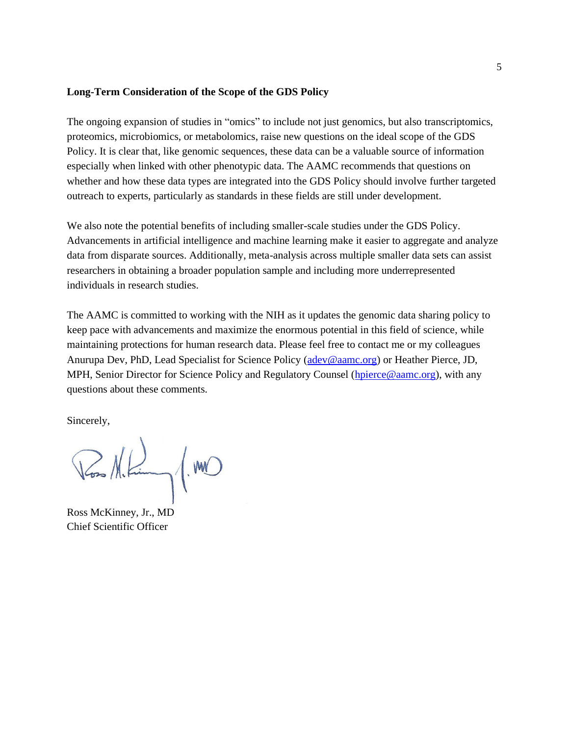**Long-Term Consideration of the Scope of the GDS Policy**

The ongoing expansion of studies in "omics" to include not just genomics, but also transcriptomics, proteomics, microbiomics, or metabolomics, raise new questions on the ideal scope of the GDS Policy. It is clear that, like genomic sequences, these data can be a valuable source of information especially when linked with other phenotypic data. The AAMC recommends that questions on whether and how these data types are integrated into the GDS Policy should involve further targeted outreach to experts, particularly as standards in these fields are still under development.

We also note the potential benefits of including smaller-scale studies under the GDS Policy. Advancements in artificial intelligence and machine learning make it easier to aggregate and analyze data from disparate sources. Additionally, meta-analysis across multiple smaller data sets can assist researchers in obtaining a broader population sample and including more underrepresented individuals in research studies.

The AAMC is committed to working with the NIH as it updates the genomic data sharing policy to keep pace with advancements and maximize the enormous potential in this field of science, while maintaining protections for human research data. Please feel free to contact me or my colleagues Anurupa Dev, PhD, Lead Specialist for Science Policy (adev@aamc.org) or Heather Pierce, JD, MPH, Senior Director for Science Policy and Regulatory Counsel (hpierce@aamc.org), with any questions about these comments.

Sincerely,

Ross McKinney, Jr., MD
Chief Scientific Officer